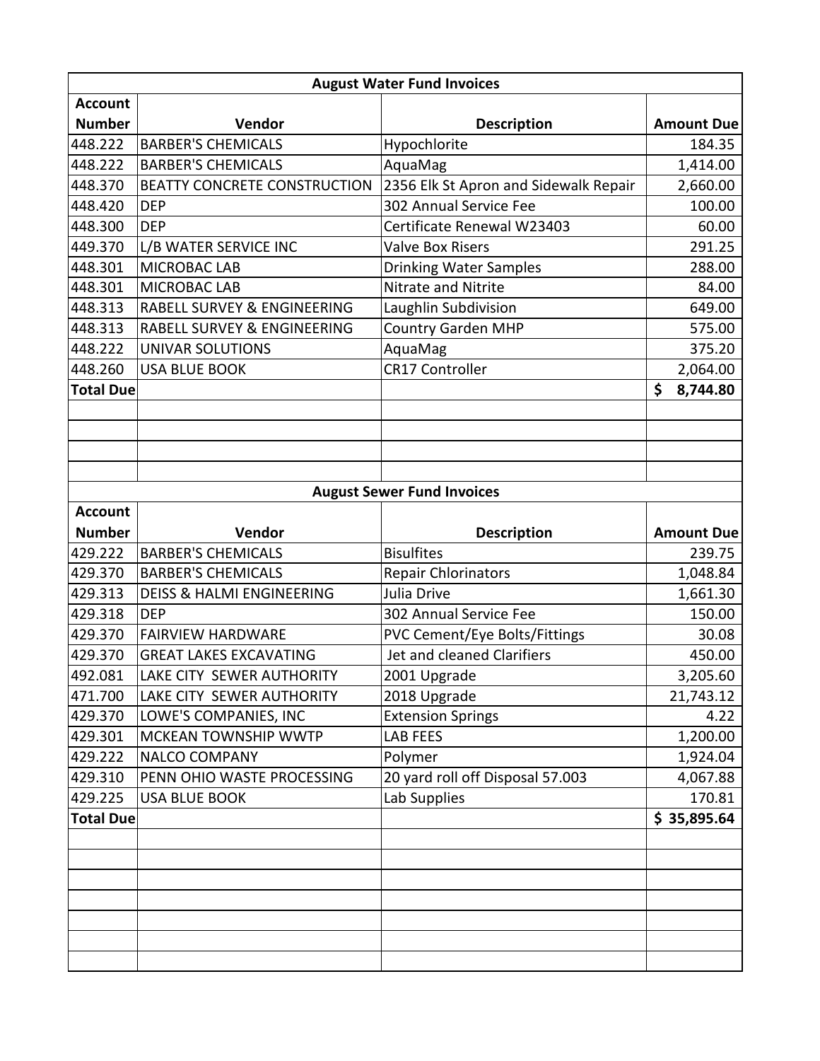## August Water Fund Invoices

| Account Number | Vendor | Description | Amount Due |
|---|---|---|---|
| 448.222 | BARBER'S CHEMICALS | Hypochlorite | 184.35 |
| 448.222 | BARBER'S CHEMICALS | AquaMag | 1,414.00 |
| 448.370 | BEATTY CONCRETE CONSTRUCTION | 2356 Elk St Apron and Sidewalk Repair | 2,660.00 |
| 448.420 | DEP | 302 Annual Service Fee | 100.00 |
| 448.300 | DEP | Certificate Renewal W23403 | 60.00 |
| 449.370 | L/B WATER SERVICE INC | Valve Box Risers | 291.25 |
| 448.301 | MICROBAC LAB | Drinking Water Samples | 288.00 |
| 448.301 | MICROBAC LAB | Nitrate and Nitrite | 84.00 |
| 448.313 | RABELL SURVEY & ENGINEERING | Laughlin Subdivision | 649.00 |
| 448.313 | RABELL SURVEY & ENGINEERING | Country Garden MHP | 575.00 |
| 448.222 | UNIVAR SOLUTIONS | AquaMag | 375.20 |
| 448.260 | USA BLUE BOOK | CR17 Controller | 2,064.00 |
| **Total Due** | | | **$ 8,744.80** |

## August Sewer Fund Invoices

| Account Number | Vendor | Description | Amount Due |
|---|---|---|---|
| 429.222 | BARBER'S CHEMICALS | Bisulfites | 239.75 |
| 429.370 | BARBER'S CHEMICALS | Repair Chlorinators | 1,048.84 |
| 429.313 | DEISS & HALMI ENGINEERING | Julia Drive | 1,661.30 |
| 429.318 | DEP | 302 Annual Service Fee | 150.00 |
| 429.370 | FAIRVIEW HARDWARE | PVC Cement/Eye Bolts/Fittings | 30.08 |
| 429.370 | GREAT LAKES EXCAVATING | Jet and cleaned Clarifiers | 450.00 |
| 492.081 | LAKE CITY SEWER AUTHORITY | 2001 Upgrade | 3,205.60 |
| 471.700 | LAKE CITY SEWER AUTHORITY | 2018 Upgrade | 21,743.12 |
| 429.370 | LOWE'S COMPANIES, INC | Extension Springs | 4.22 |
| 429.301 | MCKEAN TOWNSHIP WWTP | LAB FEES | 1,200.00 |
| 429.222 | NALCO COMPANY | Polymer | 1,924.04 |
| 429.310 | PENN OHIO WASTE PROCESSING | 20 yard roll off Disposal 57.003 | 4,067.88 |
| 429.225 | USA BLUE BOOK | Lab Supplies | 170.81 |
| **Total Due** | | | **$ 35,895.64** |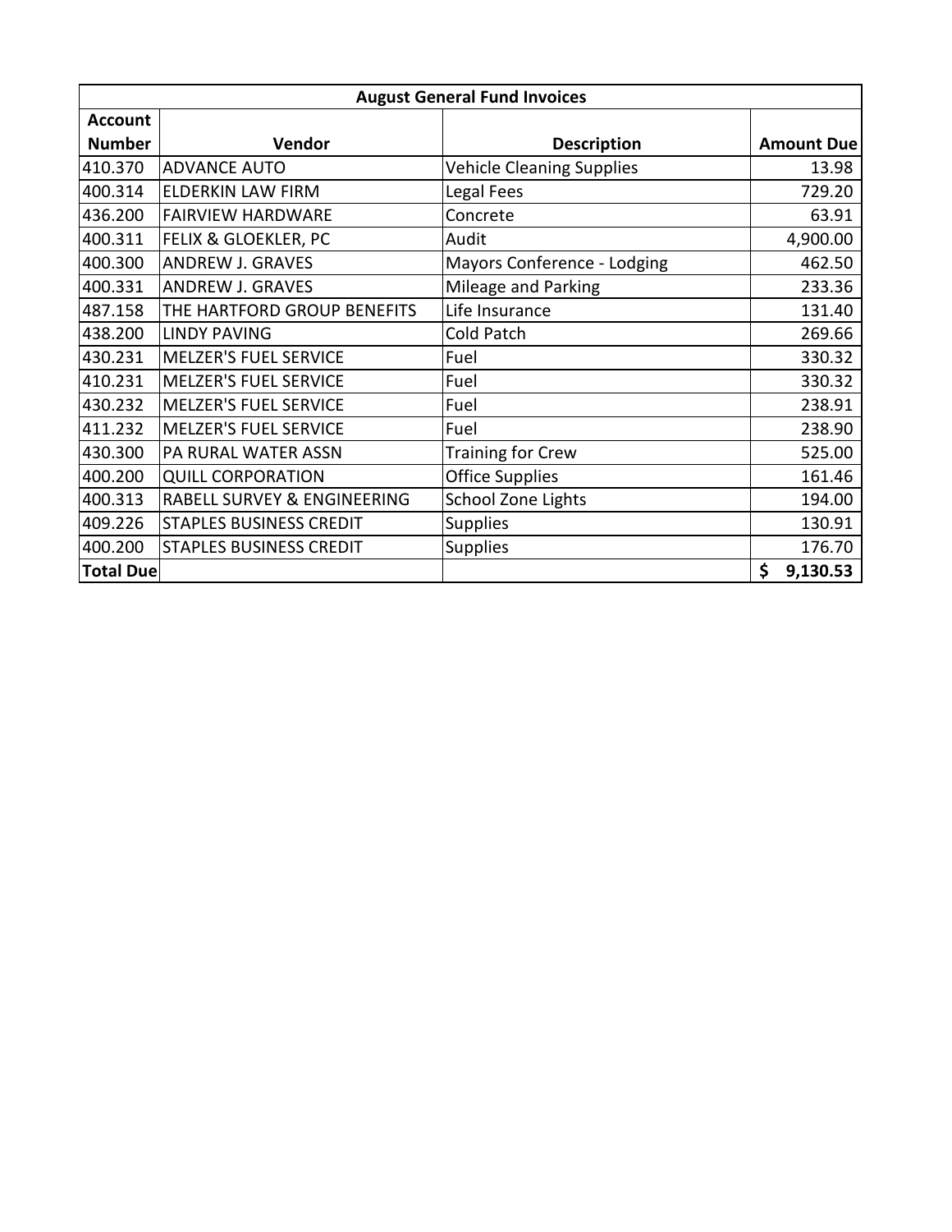| August General Fund Invoices | | | |
|---|---|---|---|
| Account Number | Vendor | Description | Amount Due |
| 410.370 | ADVANCE AUTO | Vehicle Cleaning Supplies | 13.98 |
| 400.314 | ELDERKIN LAW FIRM | Legal Fees | 729.20 |
| 436.200 | FAIRVIEW HARDWARE | Concrete | 63.91 |
| 400.311 | FELIX & GLOEKLER, PC | Audit | 4,900.00 |
| 400.300 | ANDREW J. GRAVES | Mayors Conference - Lodging | 462.50 |
| 400.331 | ANDREW J. GRAVES | Mileage and Parking | 233.36 |
| 487.158 | THE HARTFORD GROUP BENEFITS | Life Insurance | 131.40 |
| 438.200 | LINDY PAVING | Cold Patch | 269.66 |
| 430.231 | MELZER'S FUEL SERVICE | Fuel | 330.32 |
| 410.231 | MELZER'S FUEL SERVICE | Fuel | 330.32 |
| 430.232 | MELZER'S FUEL SERVICE | Fuel | 238.91 |
| 411.232 | MELZER'S FUEL SERVICE | Fuel | 238.90 |
| 430.300 | PA RURAL WATER ASSN | Training for Crew | 525.00 |
| 400.200 | QUILL CORPORATION | Office Supplies | 161.46 |
| 400.313 | RABELL SURVEY & ENGINEERING | School Zone Lights | 194.00 |
| 409.226 | STAPLES BUSINESS CREDIT | Supplies | 130.91 |
| 400.200 | STAPLES BUSINESS CREDIT | Supplies | 176.70 |
| **Total Due** | | | **$ 9,130.53** |